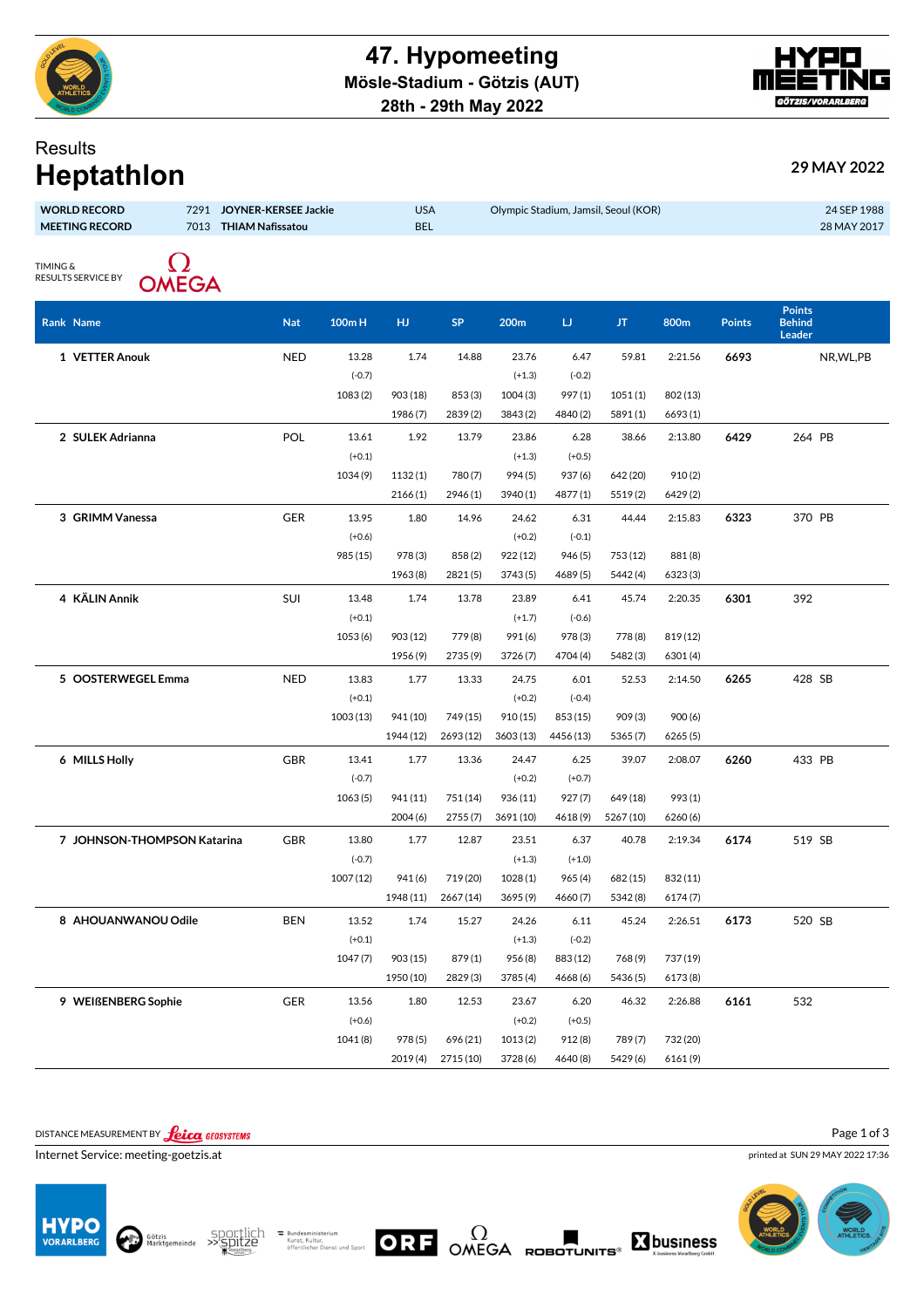# 47. Hypomeeting

**Mösle-Stadium - Götzis (AUT)**

**28th - 29th May 2022**

Results

# Heptathlon

**29 MAY 2022**

| | | | | | |
|---|---|---|---|---|---|
| **WORLD RECORD** | 7291 | **JOYNER-KERSEE Jackie** | USA | Olympic Stadium, Jamsil, Seoul (KOR) | 24 SEP 1988 |
| **MEETING RECORD** | 7013 | **THIAM Nafissatou** | BEL | | 28 MAY 2017 |

TIMING & RESULTS SERVICE BY OMEGA

| Rank | Name | Nat | 100m H | HJ | SP | 200m | LJ | JT | 800m | Points | Points Behind Leader | |
|---|---|---|---|---|---|---|---|---|---|---|---|---|
| 1 | **VETTER Anouk** | NED | 13.28 | 1.74 | 14.88 | 23.76 | 6.47 | 59.81 | 2:21.56 | **6693** | | NR,WL,PB |
| | | | (-0.7) | | | (+1.3) | (-0.2) | | | | | |
| | | | 1083 (2) | 903 (18) | 853 (3) | 1004 (3) | 997 (1) | 1051 (1) | 802 (13) | | | |
| | | | | 1986 (7) | 2839 (2) | 3843 (2) | 4840 (2) | 5891 (1) | 6693 (1) | | | |
| 2 | **SULEK Adrianna** | POL | 13.61 | 1.92 | 13.79 | 23.86 | 6.28 | 38.66 | 2:13.80 | **6429** | 264 | PB |
| | | | (+0.1) | | | (+1.3) | (+0.5) | | | | | |
| | | | 1034 (9) | 1132 (1) | 780 (7) | 994 (5) | 937 (6) | 642 (20) | 910 (2) | | | |
| | | | | 2166 (1) | 2946 (1) | 3940 (1) | 4877 (1) | 5519 (2) | 6429 (2) | | | |
| 3 | **GRIMM Vanessa** | GER | 13.95 | 1.80 | 14.96 | 24.62 | 6.31 | 44.44 | 2:15.83 | **6323** | 370 | PB |
| | | | (+0.6) | | | (+0.2) | (-0.1) | | | | | |
| | | | 985 (15) | 978 (3) | 858 (2) | 922 (12) | 946 (5) | 753 (12) | 881 (8) | | | |
| | | | | 1963 (8) | 2821 (5) | 3743 (5) | 4689 (5) | 5442 (4) | 6323 (3) | | | |
| 4 | **KÄLIN Annik** | SUI | 13.48 | 1.74 | 13.78 | 23.89 | 6.41 | 45.74 | 2:20.35 | **6301** | 392 | |
| | | | (+0.1) | | | (+1.7) | (-0.6) | | | | | |
| | | | 1053 (6) | 903 (12) | 779 (8) | 991 (6) | 978 (3) | 778 (8) | 819 (12) | | | |
| | | | | 1956 (9) | 2735 (9) | 3726 (7) | 4704 (4) | 5482 (3) | 6301 (4) | | | |
| 5 | **OOSTERWEGEL Emma** | NED | 13.83 | 1.77 | 13.33 | 24.75 | 6.01 | 52.53 | 2:14.50 | **6265** | 428 | SB |
| | | | (+0.1) | | | (+0.2) | (-0.4) | | | | | |
| | | | 1003 (13) | 941 (10) | 749 (15) | 910 (15) | 853 (15) | 909 (3) | 900 (6) | | | |
| | | | | 1944 (12) | 2693 (12) | 3603 (13) | 4456 (13) | 5365 (7) | 6265 (5) | | | |
| 6 | **MILLS Holly** | GBR | 13.41 | 1.77 | 13.36 | 24.47 | 6.25 | 39.07 | 2:08.07 | **6260** | 433 | PB |
| | | | (-0.7) | | | (+0.2) | (+0.7) | | | | | |
| | | | 1063 (5) | 941 (11) | 751 (14) | 936 (11) | 927 (7) | 649 (18) | 993 (1) | | | |
| | | | | 2004 (6) | 2755 (7) | 3691 (10) | 4618 (9) | 5267 (10) | 6260 (6) | | | |
| 7 | **JOHNSON-THOMPSON Katarina** | GBR | 13.80 | 1.77 | 12.87 | 23.51 | 6.37 | 40.78 | 2:19.34 | **6174** | 519 | SB |
| | | | (-0.7) | | | (+1.3) | (+1.0) | | | | | |
| | | | 1007 (12) | 941 (6) | 719 (20) | 1028 (1) | 965 (4) | 682 (15) | 832 (11) | | | |
| | | | | 1948 (11) | 2667 (14) | 3695 (9) | 4660 (7) | 5342 (8) | 6174 (7) | | | |
| 8 | **AHOUANWANOU Odile** | BEN | 13.52 | 1.74 | 15.27 | 24.26 | 6.11 | 45.24 | 2:26.51 | **6173** | 520 | SB |
| | | | (+0.1) | | | (+1.3) | (-0.2) | | | | | |
| | | | 1047 (7) | 903 (15) | 879 (1) | 956 (8) | 883 (12) | 768 (9) | 737 (19) | | | |
| | | | | 1950 (10) | 2829 (3) | 3785 (4) | 4668 (6) | 5436 (5) | 6173 (8) | | | |
| 9 | **WEIßENBERG Sophie** | GER | 13.56 | 1.80 | 12.53 | 23.67 | 6.20 | 46.32 | 2:26.88 | **6161** | 532 | |
| | | | (+0.6) | | | (+0.2) | (+0.5) | | | | | |
| | | | 1041 (8) | 978 (5) | 696 (21) | 1013 (2) | 912 (8) | 789 (7) | 732 (20) | | | |
| | | | | 2019 (4) | 2715 (10) | 3728 (6) | 4640 (8) | 5429 (6) | 6161 (9) | | | |

DISTANCE MEASUREMENT BY Leica GEOSYSTEMS

Internet Service: meeting-goetzis.at

printed at SUN 29 MAY 2022 17:36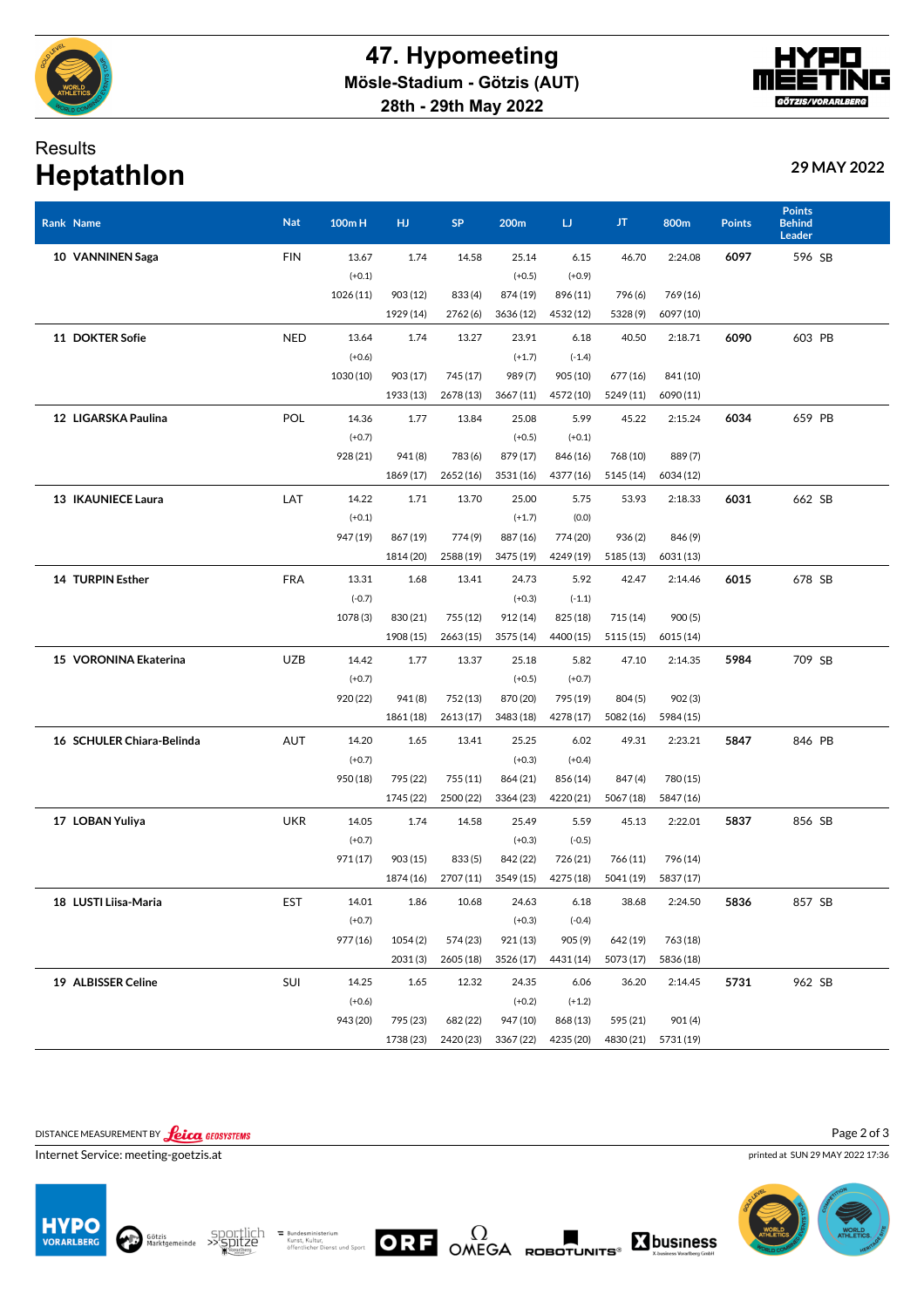# 47. Hypomeeting

**Mösle-Stadium - Götzis (AUT)**

**28th - 29th May 2022**

## Results

# Heptathlon

**29 MAY 2022**

| Rank | Name | Nat | 100m H | HJ | SP | 200m | LJ | JT | 800m | Points | Points Behind Leader |
|---|---|---|---|---|---|---|---|---|---|---|---|
| 10 | VANNINEN Saga | FIN | 13.67 | 1.74 | 14.58 | 25.14 | 6.15 | 46.70 | 2:24.08 | 6097 | 596 SB |
| | | | (+0.1) | | | (+0.5) | (+0.9) | | | | |
| | | | 1026 (11) | 903 (12) | 833 (4) | 874 (19) | 896 (11) | 796 (6) | 769 (16) | | |
| | | | | 1929 (14) | 2762 (6) | 3636 (12) | 4532 (12) | 5328 (9) | 6097 (10) | | |
| 11 | DOKTER Sofie | NED | 13.64 | 1.74 | 13.27 | 23.91 | 6.18 | 40.50 | 2:18.71 | 6090 | 603 PB |
| | | | (+0.6) | | | (+1.7) | (-1.4) | | | | |
| | | | 1030 (10) | 903 (17) | 745 (17) | 989 (7) | 905 (10) | 677 (16) | 841 (10) | | |
| | | | | 1933 (13) | 2678 (13) | 3667 (11) | 4572 (10) | 5249 (11) | 6090 (11) | | |
| 12 | LIGARSKA Paulina | POL | 14.36 | 1.77 | 13.84 | 25.08 | 5.99 | 45.22 | 2:15.24 | 6034 | 659 PB |
| | | | (+0.7) | | | (+0.5) | (+0.1) | | | | |
| | | | 928 (21) | 941 (8) | 783 (6) | 879 (17) | 846 (16) | 768 (10) | 889 (7) | | |
| | | | | 1869 (17) | 2652 (16) | 3531 (16) | 4377 (16) | 5145 (14) | 6034 (12) | | |
| 13 | IKAUNIECE Laura | LAT | 14.22 | 1.71 | 13.70 | 25.00 | 5.75 | 53.93 | 2:18.33 | 6031 | 662 SB |
| | | | (+0.1) | | | (+1.7) | (0.0) | | | | |
| | | | 947 (19) | 867 (19) | 774 (9) | 887 (16) | 774 (20) | 936 (2) | 846 (9) | | |
| | | | | 1814 (20) | 2588 (19) | 3475 (19) | 4249 (19) | 5185 (13) | 6031 (13) | | |
| 14 | TURPIN Esther | FRA | 13.31 | 1.68 | 13.41 | 24.73 | 5.92 | 42.47 | 2:14.46 | 6015 | 678 SB |
| | | | (-0.7) | | | (+0.3) | (-1.1) | | | | |
| | | | 1078 (3) | 830 (21) | 755 (12) | 912 (14) | 825 (18) | 715 (14) | 900 (5) | | |
| | | | | 1908 (15) | 2663 (15) | 3575 (14) | 4400 (15) | 5115 (15) | 6015 (14) | | |
| 15 | VORONINA Ekaterina | UZB | 14.42 | 1.77 | 13.37 | 25.18 | 5.82 | 47.10 | 2:14.35 | 5984 | 709 SB |
| | | | (+0.7) | | | (+0.5) | (+0.7) | | | | |
| | | | 920 (22) | 941 (8) | 752 (13) | 870 (20) | 795 (19) | 804 (5) | 902 (3) | | |
| | | | | 1861 (18) | 2613 (17) | 3483 (18) | 4278 (17) | 5082 (16) | 5984 (15) | | |
| 16 | SCHULER Chiara-Belinda | AUT | 14.20 | 1.65 | 13.41 | 25.25 | 6.02 | 49.31 | 2:23.21 | 5847 | 846 PB |
| | | | (+0.7) | | | (+0.3) | (+0.4) | | | | |
| | | | 950 (18) | 795 (22) | 755 (11) | 864 (21) | 856 (14) | 847 (4) | 780 (15) | | |
| | | | | 1745 (22) | 2500 (22) | 3364 (23) | 4220 (21) | 5067 (18) | 5847 (16) | | |
| 17 | LOBAN Yuliya | UKR | 14.05 | 1.74 | 14.58 | 25.49 | 5.59 | 45.13 | 2:22.01 | 5837 | 856 SB |
| | | | (+0.7) | | | (+0.3) | (-0.5) | | | | |
| | | | 971 (17) | 903 (15) | 833 (5) | 842 (22) | 726 (21) | 766 (11) | 796 (14) | | |
| | | | | 1874 (16) | 2707 (11) | 3549 (15) | 4275 (18) | 5041 (19) | 5837 (17) | | |
| 18 | LUSTI Liisa-Maria | EST | 14.01 | 1.86 | 10.68 | 24.63 | 6.18 | 38.68 | 2:24.50 | 5836 | 857 SB |
| | | | (+0.7) | | | (+0.3) | (-0.4) | | | | |
| | | | 977 (16) | 1054 (2) | 574 (23) | 921 (13) | 905 (9) | 642 (19) | 763 (18) | | |
| | | | | 2031 (3) | 2605 (18) | 3526 (17) | 4431 (14) | 5073 (17) | 5836 (18) | | |
| 19 | ALBISSER Celine | SUI | 14.25 | 1.65 | 12.32 | 24.35 | 6.06 | 36.20 | 2:14.45 | 5731 | 962 SB |
| | | | (+0.6) | | | (+0.2) | (+1.2) | | | | |
| | | | 943 (20) | 795 (23) | 682 (22) | 947 (10) | 868 (13) | 595 (21) | 901 (4) | | |
| | | | | 1738 (23) | 2420 (23) | 3367 (22) | 4235 (20) | 4830 (21) | 5731 (19) | | |

DISTANCE MEASUREMENT BY Leica GEOSYSTEMS

Internet Service: meeting-goetzis.at

printed at SUN 29 MAY 2022 17:36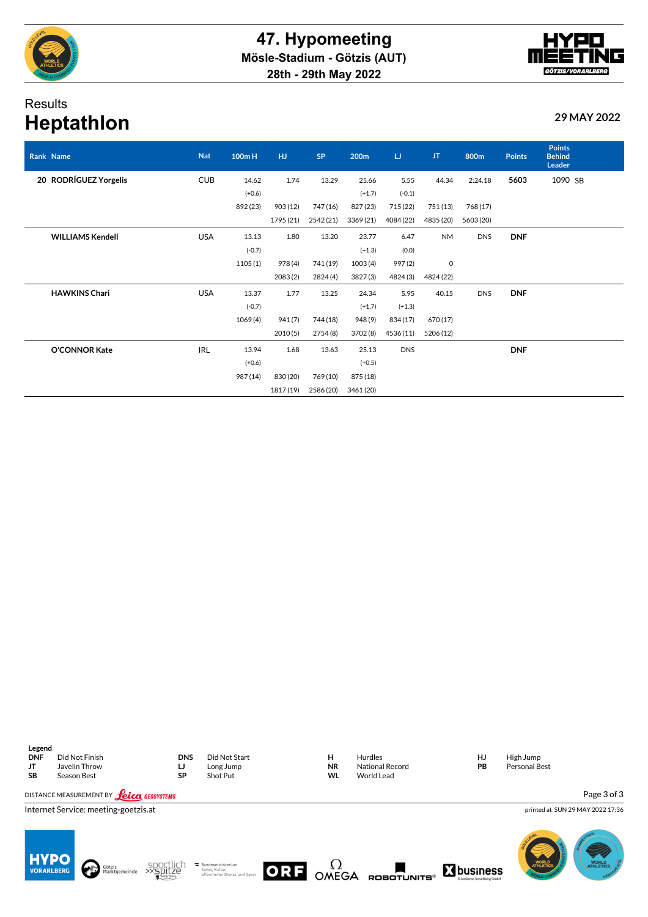# 47. Hypomeeting

**Mösle-Stadium - Götzis (AUT)**

**28th - 29th May 2022**

Results

# Heptathlon

**29 MAY 2022**

| Rank | Name | Nat | 100m H | HJ | SP | 200m | LJ | JT | 800m | Points | Points Behind Leader |
|---|---|---|---|---|---|---|---|---|---|---|---|
| 20 | **RODRÍGUEZ Yorgelis** | CUB | 14.62 | 1.74 | 13.29 | 25.66 | 5.55 | 44.34 | 2:24.18 | **5603** | 1090 SB |
| | | | (+0.6) | | | (+1.7) | (-0.1) | | | | |
| | | | 892 (23) | 903 (12) | 747 (16) | 827 (23) | 715 (22) | 751 (13) | 768 (17) | | |
| | | | | 1795 (21) | 2542 (21) | 3369 (21) | 4084 (22) | 4835 (20) | 5603 (20) | | |
| | **WILLIAMS Kendell** | USA | 13.13 | 1.80 | 13.20 | 23.77 | 6.47 | NM | DNS | **DNF** | |
| | | | (-0.7) | | | (+1.3) | (0.0) | | | | |
| | | | 1105 (1) | 978 (4) | 741 (19) | 1003 (4) | 997 (2) | 0 | | | |
| | | | | 2083 (2) | 2824 (4) | 3827 (3) | 4824 (3) | 4824 (22) | | | |
| | **HAWKINS Chari** | USA | 13.37 | 1.77 | 13.25 | 24.34 | 5.95 | 40.15 | DNS | **DNF** | |
| | | | (-0.7) | | | (+1.7) | (+1.3) | | | | |
| | | | 1069 (4) | 941 (7) | 744 (18) | 948 (9) | 834 (17) | 670 (17) | | | |
| | | | | 2010 (5) | 2754 (8) | 3702 (8) | 4536 (11) | 5206 (12) | | | |
| | **O'CONNOR Kate** | IRL | 13.94 | 1.68 | 13.63 | 25.13 | DNS | | | **DNF** | |
| | | | (+0.6) | | | (+0.5) | | | | | |
| | | | 987 (14) | 830 (20) | 769 (10) | 875 (18) | | | | | |
| | | | | 1817 (19) | 2586 (20) | 3461 (20) | | | | | |

**Legend**

| | | | | | | | |
|---|---|---|---|---|---|---|---|
| **DNF** | Did Not Finish | **DNS** | Did Not Start | **H** | Hurdles | **HJ** | High Jump |
| **JT** | Javelin Throw | **LJ** | Long Jump | **NR** | National Record | **PB** | Personal Best |
| **SB** | Season Best | **SP** | Shot Put | **WL** | World Lead | | |

DISTANCE MEASUREMENT BY Leica GEOSYSTEMS

Internet Service: meeting-goetzis.at

printed at SUN 29 MAY 2022 17:36